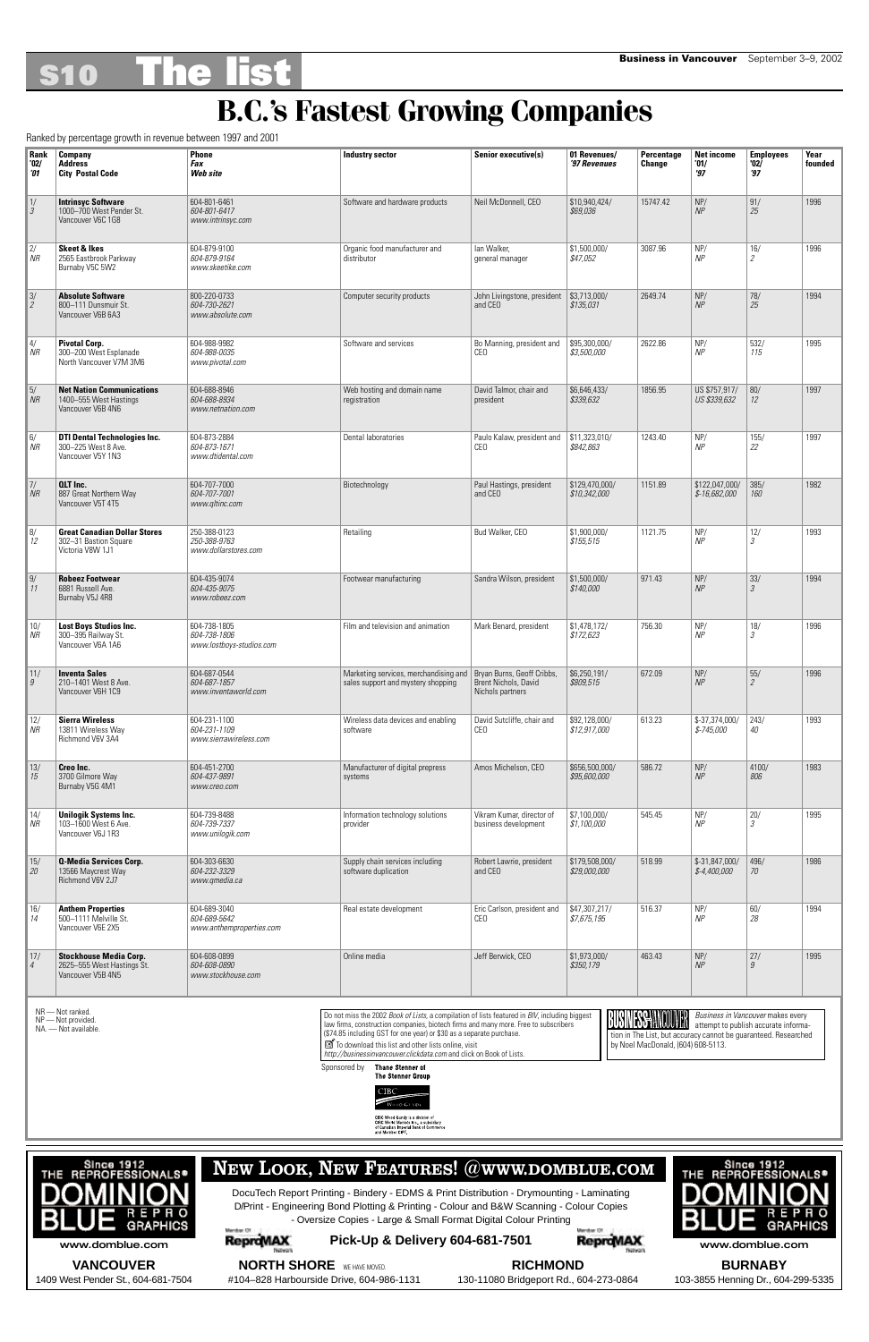# S10 The list

# B.C.'s Fastest Growing Companies

Ranked by percentage growth in revenue between 1997 and 2001

| Rank '02/ '01 | Company Address City Postal Code | Phone *Fax* *Web site* | Industry sector | Senior executive(s) | 01 Revenues/ *'97 Revenues* | Percentage Change | Net income '01/ '97 | Employees '02/ '97 | Year founded |
|---|---|---|---|---|---|---|---|---|---|
| 1/ *3* | **Intrinsyc Software** 1000–700 West Pender St. Vancouver V6C 1G8 | 604-801-6461 *604-801-6417* *www.intrinsyc.com* | Software and hardware products | Neil McDonnell, CEO | $10,940,424/ *$69,036* | 15747.42 | NP/ *NP* | 91/ *25* | 1996 |
| 2/ *NR* | **Skeet & Ikes** 2565 Eastbrook Parkway Burnaby V5C 5W2 | 604-879-9100 *604-879-9164* *www.skeetike.com* | Organic food manufacturer and distributor | Ian Walker, general manager | $1,500,000/ *$47,052* | 3087.96 | NP/ *NP* | 16/ *2* | 1996 |
| 3/ *2* | **Absolute Software** 800–111 Dunsmuir St. Vancouver V6B 6A3 | 800-220-0733 *604-730-2621* *www.absolute.com* | Computer security products | John Livingstone, president and CEO | $3,713,000/ *$135,031* | 2649.74 | NP/ *NP* | 78/ *25* | 1994 |
| 4/ *NR* | **Pivotal Corp.** 300–200 West Esplanade North Vancouver V7M 3M6 | 604-988-9982 *604-988-0035* *www.pivotal.com* | Software and services | Bo Manning, president and CEO | $95,300,000/ *$3,500,000* | 2622.86 | NP/ *NP* | 532/ *115* | 1995 |
| 5/ *NR* | **Net Nation Communications** 1400–555 West Hastings Vancouver V6B 4N6 | 604-688-8946 *604-688-8934* *www.netnation.com* | Web hosting and domain name registration | David Talmor, chair and president | $6,646,433/ *$339,632* | 1856.95 | US $757,917/ *US $339,632* | 80/ *12* | 1997 |
| 6/ *NR* | **DTI Dental Technologies Inc.** 300–225 West 8 Ave. Vancouver V5Y 1N3 | 604-873-2884 *604-873-1671* *www.dtidental.com* | Dental laboratories | Paulo Kalaw, president and CEO | $11,323,010/ *$842,863* | 1243.40 | NP/ *NP* | 155/ *22* | 1997 |
| 7/ *NR* | **QLT Inc.** 887 Great Northern Way Vancouver V5T 4T5 | 604-707-7000 *604-707-7001* *www.qltinc.com* | Biotechnology | Paul Hastings, president and CEO | $129,470,000/ *$10,342,000* | 1151.89 | $122,047,000/ *$-16,682,000* | 385/ *160* | 1982 |
| 8/ *12* | **Great Canadian Dollar Stores** 302–31 Bastion Square Victoria V8W 1J1 | 250-388-0123 *250-388-9763* *www.dollarstores.com* | Retailing | Bud Walker, CEO | $1,900,000/ *$155,515* | 1121.75 | NP/ *NP* | 12/ *3* | 1993 |
| 9/ *11* | **Robeez Footwear** 6881 Russell Ave. Burnaby V5J 4R8 | 604-435-9074 *604-435-9075* *www.robeez.com* | Footwear manufacturing | Sandra Wilson, president | $1,500,000/ *$140,000* | 971.43 | NP/ *NP* | 33/ *3* | 1994 |
| 10/ *NR* | **Lost Boys Studios Inc.** 300–395 Railway St. Vancouver V6A 1A6 | 604-738-1805 *604-738-1806* *www.lostboys-studios.com* | Film and television and animation | Mark Benard, president | $1,478,172/ *$172,623* | 756.30 | NP/ *NP* | 18/ *3* | 1996 |
| 11/ *9* | **Inventa Sales** 210–1401 West 8 Ave. Vancouver V6H 1C9 | 604-687-0544 *604-687-1857* *www.inventaworld.com* | Marketing services, merchandising and sales support and mystery shopping | Bryan Burns, Geoff Cribbs, Brent Nichols, David Nichols partners | $6,250,191/ *$809,515* | 672.09 | NP/ *NP* | 55/ *2* | 1996 |
| 12/ *NR* | **Sierra Wireless** 13811 Wireless Way Richmond V6V 3A4 | 604-231-1100 *604-231-1109* *www.sierrawireless.com* | Wireless data devices and enabling software | David Sutcliffe, chair and CEO | $92,128,000/ *$12,917,000* | 613.23 | $-37,374,000/ *$-745,000* | 243/ *40* | 1993 |
| 13/ *15* | **Creo Inc.** 3700 Gilmore Way Burnaby V5G 4M1 | 604-451-2700 *604-437-9891* *www.creo.com* | Manufacturer of digital prepress systems | Amos Michelson, CEO | $656,500,000/ *$95,600,000* | 586.72 | NP/ *NP* | 4100/ *806* | 1983 |
| 14/ *NR* | **Unilogik Systems Inc.** 103–1600 West 6 Ave. Vancouver V6J 1R3 | 604-739-8488 *604-739-7337* *www.unilogik.com* | Information technology solutions provider | Vikram Kumar, director of business development | $7,100,000/ *$1,100,000* | 545.45 | NP/ *NP* | 20/ *3* | 1995 |
| 15/ *20* | **Q-Media Services Corp.** 13566 Maycrest Way Richmond V6V 2J7 | 604-303-6630 *604-232-3329* *www.qmedia.ca* | Supply chain services including software duplication | Robert Lawrie, president and CEO | $179,508,000/ *$29,000,000* | 518.99 | $-31,847,000/ *$-4,400,000* | 496/ *70* | 1986 |
| 16/ *14* | **Anthem Properties** 500–1111 Melville St. Vancouver V6E 2X5 | 604-689-3040 *604-689-5642* *www.anthemproperties.com* | Real estate development | Eric Carlson, president and CEO | $47,307,217/ *$7,675,195* | 516.37 | NP/ *NP* | 60/ *28* | 1994 |
| 17/ *4* | **Stockhouse Media Corp.** 2625–555 West Hastings St. Vancouver V5B 4N5 | 604-608-0899 *604-608-0890* *www.stockhouse.com* | Online media | Jeff Berwick, CEO | $1,973,000/ *$350,179* | 463.43 | NP/ *NP* | 27/ *9* | 1995 |

NR — Not ranked.
NP — Not provided.
NA. — Not available.

Do not miss the 2002 *Book of Lists*, a compilation of lists featured in *BIV*, including biggest law firms, construction companies, biotech firms and many more. Free to subscribers ($74.85 including GST for one year) or $30 as a separate purchase.
To download this list and other lists online, visit *http://businessinvancouver.clickdata.com* and click on Book of Lists.

*Business in Vancouver* makes every attempt to publish accurate information in The List, but accuracy cannot be guaranteed. Researched by Noel MacDonald, (604) 608-5113.

Sponsored by **Thane Stenner of The Stenner Group**

CIBC Wood Gundy

CIBC Wood Gundy is a division of CIBC World Markets Inc., a subsidiary of Canadian Imperial Bank of Commerce and Member CIPF.

---

Since 1912 THE REPROFESSIONALS®
DOMINION BLUE REPRO GRAPHICS
www.domblue.com

## NEW LOOK, NEW FEATURES! @WWW.DOMBLUE.COM

DocuTech Report Printing - Bindery - EDMS & Print Distribution - Drymounting - Laminating
D/Print - Engineering Bond Plotting & Printing - Colour and B&W Scanning - Colour Copies
- Oversize Copies - Large & Small Format Digital Colour Printing

Member Of ReproMAX

**Pick-Up & Delivery 604-681-7501**

**VANCOUVER** 1409 West Pender St., 604-681-7504

**NORTH SHORE** WE HAVE MOVED. #104–828 Harbourside Drive, 604-986-1131

**RICHMOND** 130-11080 Bridgeport Rd., 604-273-0864

**BURNABY** 103-3855 Henning Dr., 604-299-5335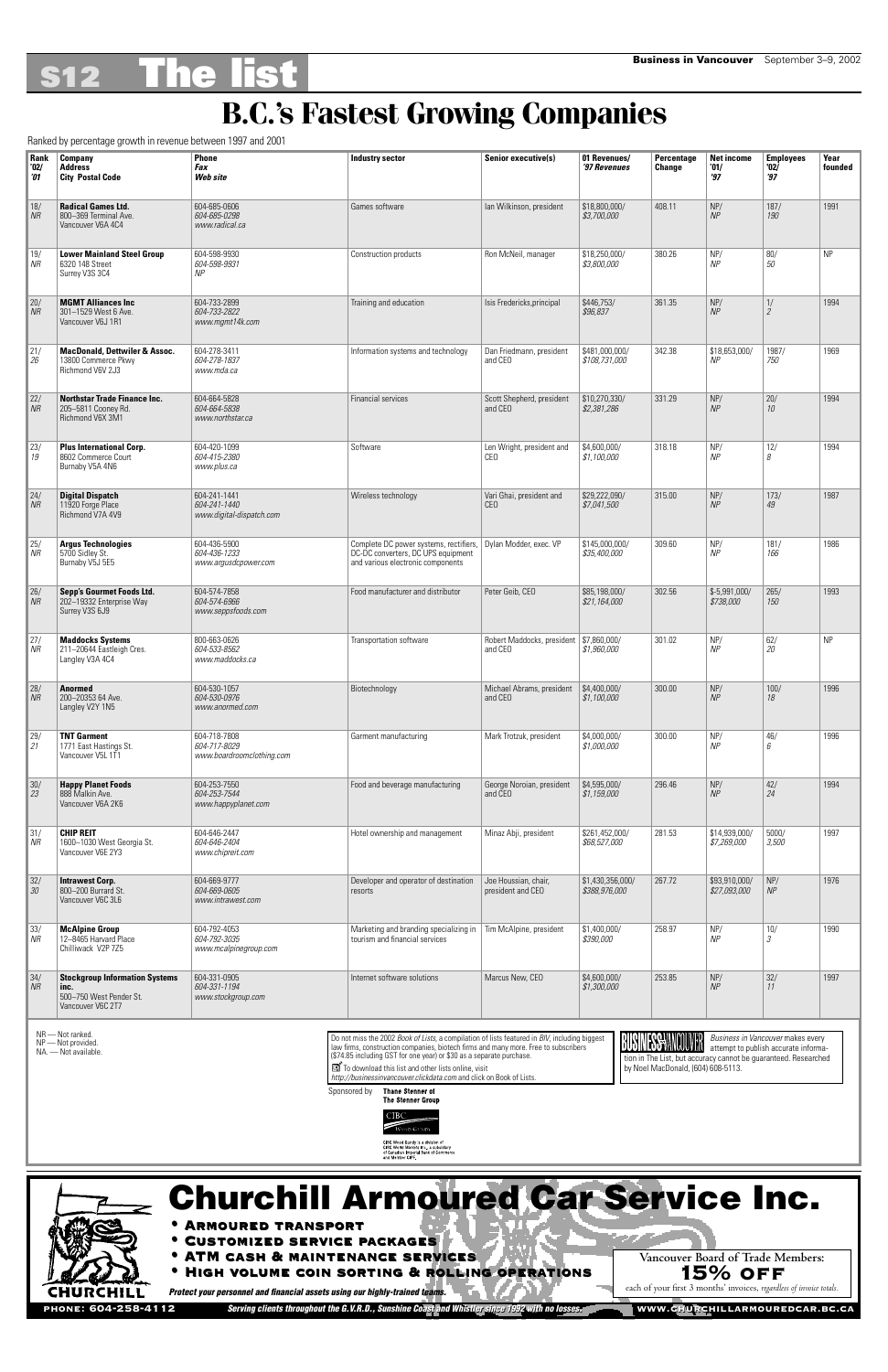# B.C.'s Fastest Growing Companies

Ranked by percentage growth in revenue between 1997 and 2001

| Rank '02/ '01 | Company Address City Postal Code | Phone *Fax* *Web site* | Industry sector | Senior executive(s) | 01 Revenues/ *'97 Revenues* | Percentage Change | Net income '01/ '97 | Employees '02/ '97 | Year founded |
|---|---|---|---|---|---|---|---|---|---|
| 18/ *NR* | **Radical Games Ltd.** 800–369 Terminal Ave. Vancouver V6A 4C4 | 604-685-0606 *604-685-0298* *www.radical.ca* | Games software | Ian Wilkinson, president | $18,800,000/ *$3,700,000* | 408.11 | NP/ *NP* | 187/ *190* | 1991 |
| 19/ *NR* | **Lower Mainland Steel Group** 6320 148 Street Surrey V3S 3C4 | 604-598-9930 *604-598-9931* *NP* | Construction products | Ron McNeil, manager | $18,250,000/ *$3,800,000* | 380.26 | NP/ *NP* | 80/ *50* | NP |
| 20/ *NR* | **MGMT Alliances Inc** 301–1529 West 6 Ave. Vancouver V6J 1R1 | 604-733-2899 *604-733-2822* *www.mgmt14k.com* | Training and education | Isis Fredericks,principal | $446,753/ *$96,837* | 361.35 | NP/ *NP* | 1/ *2* | 1994 |
| 21/ *26* | **MacDonald, Dettwiler & Assoc.** 13800 Commerce Pkwy Richmond V6V 2J3 | 604-278-3411 *604-278-1837* *www.mda.ca* | Information systems and technology | Dan Friedmann, president and CEO | $481,000,000/ *$108,731,000* | 342.38 | $18,653,000/ *NP* | 1987/ *750* | 1969 |
| 22/ *NR* | **Northstar Trade Finance Inc.** 205–5811 Cooney Rd. Richmond V6X 3M1 | 604-664-5828 *604-664-5838* *www.northstar.ca* | Financial services | Scott Shepherd, president and CEO | $10,270,330/ *$2,381,286* | 331.29 | NP/ *NP* | 20/ *10* | 1994 |
| 23/ *19* | **Plus International Corp.** 8602 Commerce Court Burnaby V5A 4N6 | 604-420-1099 *604-415-2380* *www.plus.ca* | Software | Len Wright, president and CEO | $4,600,000/ *$1,100,000* | 318.18 | NP/ *NP* | 12/ *8* | 1994 |
| 24/ *NR* | **Digital Dispatch** 11920 Forge Place Richmond V7A 4V9 | 604-241-1441 *604-241-1440* *www.digital-dispatch.com* | Wireless technology | Vari Ghai, president and CEO | $29,222,090/ *$7,041,500* | 315.00 | NP/ *NP* | 173/ *49* | 1987 |
| 25/ *NR* | **Argus Technologies** 5700 Sidley St. Burnaby V5J 5E5 | 604-436-5900 *604-436-1233* *www.argusdcpower.com* | Complete DC power systems, rectifiers, DC-DC converters, DC UPS equipment and various electronic components | Dylan Modder, exec. VP | $145,000,000/ *$35,400,000* | 309.60 | NP/ *NP* | 181/ *166* | 1986 |
| 26/ *NR* | **Sepp's Gourmet Foods Ltd.** 202–19332 Enterprise Way Surrey V3S 6J9 | 604-574-7858 *604-574-6966* *www.seppsfoods.com* | Food manufacturer and distributor | Peter Geib, CEO | $85,198,000/ *$21,164,000* | 302.56 | $-5,991,000/ *$738,000* | 265/ *150* | 1993 |
| 27/ *NR* | **Maddocks Systems** 211–20644 Eastleigh Cres. Langley V3A 4C4 | 800-663-0626 *604-533-8562* *www.maddocks.ca* | Transportation software | Robert Maddocks, president and CEO | $7,860,000/ *$1,960,000* | 301.02 | NP/ *NP* | 62/ *20* | NP |
| 28/ *NR* | **Anormed** 200–20353 64 Ave. Langley V2Y 1N5 | 604-530-1057 *604-530-0976* *www.anormed.com* | Biotechnology | Michael Abrams, president and CEO | $4,400,000/ *$1,100,000* | 300.00 | NP/ *NP* | 100/ *18* | 1996 |
| 29/ *21* | **TNT Garment** 1771 East Hastings St. Vancouver V5L 1T1 | 604-718-7808 *604-717-8029* *www.boardroomclothing.com* | Garment manufacturing | Mark Trotzuk, president | $4,000,000/ *$1,000,000* | 300.00 | NP/ *NP* | 46/ *6* | 1996 |
| 30/ *23* | **Happy Planet Foods** 888 Malkin Ave. Vancouver V6A 2K6 | 604-253-7550 *604-253-7544* *www.happyplanet.com* | Food and beverage manufacturing | George Noroian, president and CEO | $4,595,000/ *$1,159,000* | 296.46 | NP/ *NP* | 42/ *24* | 1994 |
| 31/ *NR* | **CHIP REIT** 1600–1030 West Georgia St. Vancouver V6E 2Y3 | 604-646-2447 *604-646-2404* *www.chipreit.com* | Hotel ownership and management | Minaz Abji, president | $261,452,000/ *$68,527,000* | 281.53 | $14,939,000/ *$7,269,000* | 5000/ *3,500* | 1997 |
| 32/ *30* | **Intrawest Corp.** 800–200 Burrard St. Vancouver V6C 3L6 | 604-669-9777 *604-669-0605* *www.intrawest.com* | Developer and operator of destination resorts | Joe Houssian, chair, president and CEO | $1,430,356,000/ *$388,976,000* | 267.72 | $93,910,000/ *$27,093,000* | NP/ *NP* | 1976 |
| 33/ *NR* | **McAlpine Group** 12–8465 Harvard Place Chilliwack V2P 7Z5 | 604-792-4053 *604-792-3035* *www.mcalpinegroup.com* | Marketing and branding specializing in tourism and financial services | Tim McAlpine, president | $1,400,000/ *$390,000* | 258.97 | NP/ *NP* | 10/ *3* | 1990 |
| 34/ *NR* | **Stockgroup Information Systems inc.** 500–750 West Pender St. Vancouver V6C 2T7 | 604-331-0905 *604-331-1194* *www.stockgroup.com* | Internet software solutions | Marcus New, CEO | $4,600,000/ *$1,300,000* | 253.85 | NP/ *NP* | 32/ *11* | 1997 |

NR — Not ranked.
NP — Not provided.
NA. — Not available.

Do not miss the 2002 *Book of Lists*, a compilation of lists featured in *BIV*, including biggest law firms, construction companies, biotech firms and many more. Free to subscribers ($74.85 including GST for one year) or $30 as a separate purchase.
To download this list and other lists online, visit *http://businessinvancouver.clickdata.com* and click on Book of Lists.

*Business in Vancouver* makes every attempt to publish accurate information in The List, but accuracy cannot be guaranteed. Researched by Noel MacDonald, (604) 608-5113.

Sponsored by **Thane Stenner of The Stenner Group**

CIBC Wood Gundy is a division of CIBC World Markets Inc., a subsidiary of Canadian Imperial Bank of Commerce and Member CIPF.

# Churchill Armoured Car Service Inc.

- **Armoured transport**
- **Customized service packages**
- **ATM cash & maintenance services**
- **High volume coin sorting & rolling operations**

*Protect your personnel and financial assets using our highly-trained teams.*

Vancouver Board of Trade Members:
**15% OFF**
each of your first 3 months' invoices, *regardless of invoice totals.*

PHONE: 604-258-4112 — *Serving clients throughout the G.V.R.D., Sunshine Coast and Whistler since 1992 with no losses.* — WWW.CHURCHILLARMOUREDCAR.BC.CA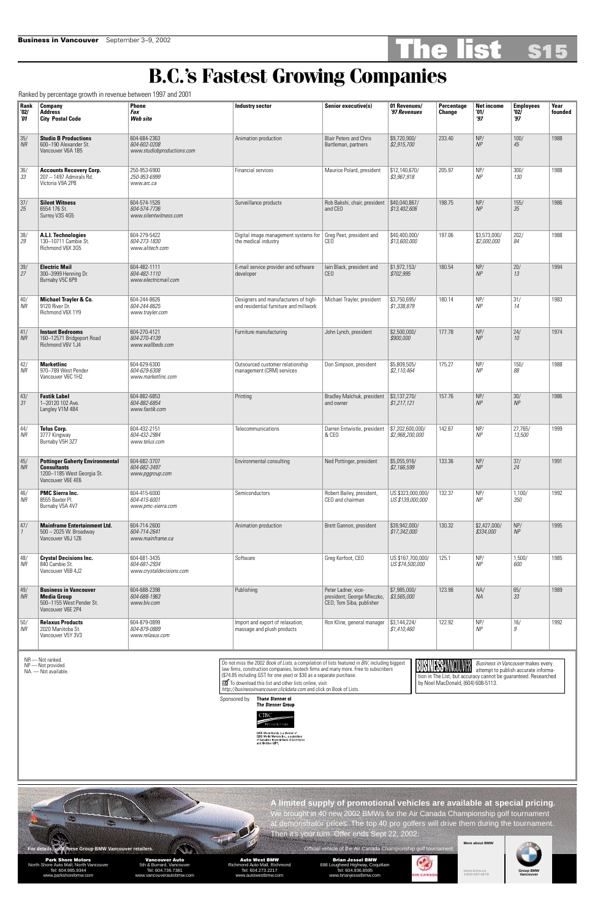# B.C.'s Fastest Growing Companies

Ranked by percentage growth in revenue between 1997 and 2001

| Rank '02/ '01 | Company Address City Postal Code | Phone Fax Web site | Industry sector | Senior executive(s) | 01 Revenues/ '97 Revenues | Percentage Change | Net income '01/ '97 | Employees '02/ '97 | Year founded |
|---|---|---|---|---|---|---|---|---|---|
| 35/ NR | **Studio B Productions** 600–190 Alexander St. Vancouver V6A 1B5 | 604-684-2363 *604-602-0208* *www.studiobproductions.com* | Animation production | Blair Peters and Chris Bartleman, partners | $9,720,900/ *$2,915,700* | 233.40 | NP/ *NP* | 100/ *45* | 1988 |
| 36/ 33 | **Accounts Recovery Corp.** 207 – 1497 Admirals Rd. Victoria V9A 2P8 | 250-953-6900 *250-953-6999* *www.arc.ca* | Financial services | Maurice Polard, president | $12,140,670/ *$3,967,918* | 205.97 | NP/ *NP* | 300/ *130* | 1988 |
| 37/ 25 | **Silent Witness** 6554 176 St. Surrey V3S 4G5 | 604-574-1526 *604-574-7736* *www.silentwitness.com* | Surveillance products | Rob Bakshi, chair, president and CEO | $40,040,867/ *$13,402,606* | 198.75 | NP/ *NP* | 155/ *35* | 1986 |
| 38/ 29 | **A.L.I. Technologies** 130–10711 Cambie St. Richmond V6X 3G5 | 604-279-5422 *604-273-1830* *www.alitech.com* | Digital image management systems for the medical industry | Greg Peet, president and CEO | $40,400,000/ *$13,600,000* | 197.06 | $3,573,000/ *$2,000,000* | 202/ *84* | 1988 |
| 39/ 27 | **Electric Mail** 300–3999 Henning Dr. Burnaby V5C 6P9 | 604-482-1111 *604-482-1110* *www.electricmail.com* | E-mail service provider and software developer | Iain Black, president and CEO | $1,972,153/ *$702,995* | 180.54 | NP/ *NP* | 20/ *13* | 1994 |
| 40/ NR | **Michael Trayler & Co.** 9120 River Dr. Richmond V6X 1Y9 | 604-244-8626 *604-244-8625* *www.trayler.com* | Designers and manufacturers of high-end residential furniture and millwork | Michael Trayler, president | $3,750,695/ *$1,338,879* | 180.14 | NP/ *NP* | 31/ *14* | 1983 |
| 41/ NR | **Instant Bedrooms** 160–12571 Bridgeport Road Richmond V6V 1J4 | 604-270-4121 *604-270-4139* *www.wallbeds.com* | Furniture manufacturing | John Lynch, president | $2,500,000/ *$900,000* | 177.78 | NP/ *NP* | 24/ *10* | 1974 |
| 42/ NR | **Marketlinc** 970–789 West Pender Vancouver V6C 1H2 | 604-629-6300 *604-629-6308* *www.marketlinc.com* | Outsourced customer relationship management (CRM) services | Don Simpson, president | $5,809,505/ *$2,110,464* | 175.27 | NP/ *NP* | 150/ *88* | 1988 |
| 43/ 31 | **Fastik Label** 1–20120 102 Ave. Langley V1M 4B4 | 604-882-6853 *604-882-6854* *www.fastik.com* | Printing | Bradley Malchuk, president and owner | $3,137,270/ *$1,217,121* | 157.76 | NP/ *NP* | 30/ *NP* | 1986 |
| 44/ NR | **Telus Corp.** 3777 Kingsway Burnaby V5H 3Z7 | 604-432-2151 *604-432-2984* *www.telus.com* | Telecommunications | Darren Entwistle, president & CEO | $7,202,600,000/ *$2,968,200,000* | 142.67 | NP/ *NP* | 27,765/ *13,500* | 1999 |
| 45/ NR | **Pottinger Gaherty Environmental Consultants** 1200–1185 West Georgia St. Vancouver V6E 4E6 | 604-682-3707 *604-682-3497* *www.pggroup.com* | Environmental consulting | Ned Pottinger, president | $5,055,916/ *$2,166,599* | 133.36 | NP/ *NP* | 37/ *24* | 1991 |
| 46/ NR | **PMC Sierra Inc.** 8555 Baxter Pl. Burnaby V5A 4V7 | 604-415-6000 *604-415-6001* *www.pmc-sierra.com* | Semiconductors | Robert Bailey, president, CEO and chairman | US $323,000,000/ *US $139,000,000* | 132.37 | NP/ *NP* | 1,100/ *350* | 1992 |
| 47/ 1 | **Mainframe Entertainment Ltd.** 500 – 2025 W. Broadway Vancouver V6J 1Z6 | 604-714-2600 *604-714-2641* *www.mainframe.ca* | Animation production | Brett Gannon, president | $39,942,000/ *$17,342,000* | 130.32 | $2,427,000/ *$334,000* | NP/ *NP* | 1995 |
| 48/ NR | **Crystal Decisions Inc.** 840 Cambie St. Vancouver V6B 4J2 | 604-681-3435 *604-681-2934* *www.crystaldecisions.com* | Software | Greg Kerfoot, CEO | US $167,700,000/ *US $74,500,000* | 125.1 | NP/ *NP* | 1,500/ *600* | 1985 |
| 49/ NR | **Business in Vancouver Media Group** 500–1155 West Pender St. Vancouver V6E 2P4 | 604-688-2398 *604-688-1963* *www.biv.com* | Publishing | Peter Ladner, vice-president; George Mleczko, CEO; Tom Siba, publisher | $7,985,000/ *$3,565,000* | 123.98 | NA/ *NA* | 65/ *33* | 1989 |
| 50/ NR | **Relaxus Products** 2020 Manitoba St. Vancouver V5Y 3V3 | 604-879-0899 *604-879-0889* *www.relaxus.com* | Import and export of relaxation, massage and plush products | Ron Kline, general manager | $3,144,224/ *$1,410,460* | 122.92 | NP/ *NP* | 16/ *9* | 1992 |

NR — Not ranked.
NP — Not provided.
NA. — Not available.

Do not miss the 2002 *Book of Lists*, a compilation of lists featured in *BIV*, including biggest law firms, construction companies, biotech firms and many more. Free to subscribers ($74.85 including GST for one year) or $30 as a separate purchase.
To download this list and other lists online, visit *http://businessinvancouver.clickdata.com* and click on Book of Lists.

*Business in Vancouver* makes every attempt to publish accurate information in The List, but accuracy cannot be guaranteed. Researched by Noel MacDonald, (604) 608-5113.

Sponsored by Thane Stenner of The Stenner Group

CIBC Wood Gundy is a division of CIBC World Markets Inc., a subsidiary of Canadian Imperial Bank of Commerce and Member CIPF.